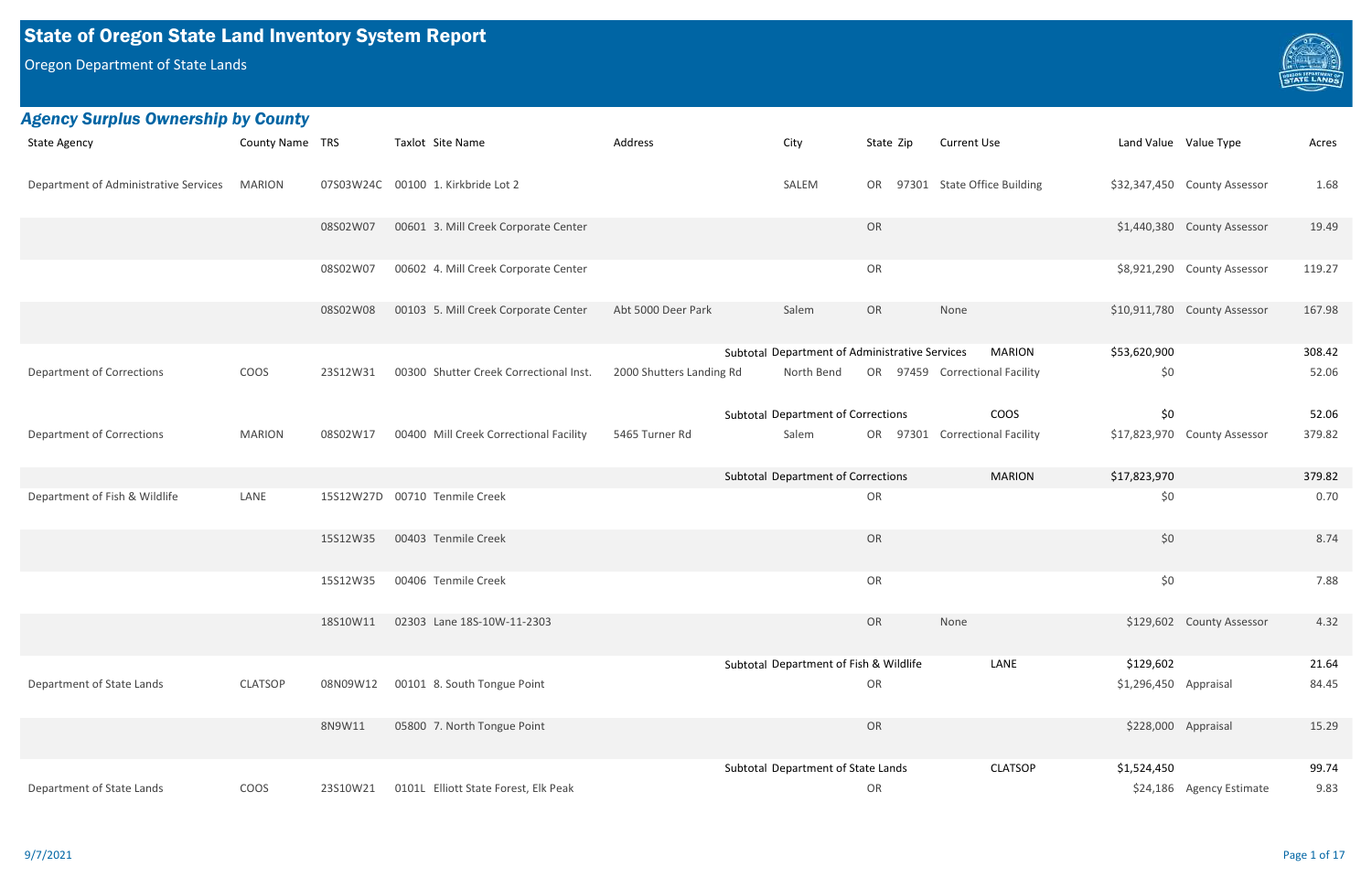# State of Oregon State Land Inventory System Report

Oregon Department of State Lands

## *Agency Surplus Ownership by County*

| State Agency | County Name | TRS | Taxlot | Site Name | Address | City | State | Zip | Current Use | Land Value | Value Type | Acres |
|---|---|---|---|---|---|---|---|---|---|---|---|---|
| Department of Administrative Services | MARION | 07S03W24C | 00100 | 1. Kirkbride Lot 2 | | SALEM | OR | 97301 | State Office Building | $32,347,450 | County Assessor | 1.68 |
| | | 08S02W07 | 00601 | 3. Mill Creek Corporate Center | | | OR | | | $1,440,380 | County Assessor | 19.49 |
| | | 08S02W07 | 00602 | 4. Mill Creek Corporate Center | | | OR | | | $8,921,290 | County Assessor | 119.27 |
| | | 08S02W08 | 00103 | 5. Mill Creek Corporate Center | Abt 5000 Deer Park | Salem | OR | | None | $10,911,780 | County Assessor | 167.98 |
| | | | | | Subtotal | Department of Administrative Services | | | MARION | $53,620,900 | | 308.42 |
| Department of Corrections | COOS | 23S12W31 | 00300 | Shutter Creek Correctional Inst. | 2000 Shutters Landing Rd | North Bend | OR | 97459 | Correctional Facility | $0 | | 52.06 |
| | | | | | Subtotal | Department of Corrections | | | COOS | $0 | | 52.06 |
| Department of Corrections | MARION | 08S02W17 | 00400 | Mill Creek Correctional Facility | 5465 Turner Rd | Salem | OR | 97301 | Correctional Facility | $17,823,970 | County Assessor | 379.82 |
| | | | | | Subtotal | Department of Corrections | | | MARION | $17,823,970 | | 379.82 |
| Department of Fish & Wildlife | LANE | 15S12W27D | 00710 | Tenmile Creek | | | OR | | | $0 | | 0.70 |
| | | 15S12W35 | 00403 | Tenmile Creek | | | OR | | | $0 | | 8.74 |
| | | 15S12W35 | 00406 | Tenmile Creek | | | OR | | | $0 | | 7.88 |
| | | 18S10W11 | 02303 | Lane 18S-10W-11-2303 | | | OR | | None | $129,602 | County Assessor | 4.32 |
| | | | | | Subtotal | Department of Fish & Wildlife | | | LANE | $129,602 | | 21.64 |
| Department of State Lands | CLATSOP | 08N09W12 | 00101 | 8. South Tongue Point | | | OR | | | $1,296,450 | Appraisal | 84.45 |
| | | 8N9W11 | 05800 | 7. North Tongue Point | | | OR | | | $228,000 | Appraisal | 15.29 |
| | | | | | Subtotal | Department of State Lands | | | CLATSOP | $1,524,450 | | 99.74 |
| Department of State Lands | COOS | 23S10W21 | 0101L | Elliott State Forest, Elk Peak | | | OR | | | $24,186 | Agency Estimate | 9.83 |

9/7/2021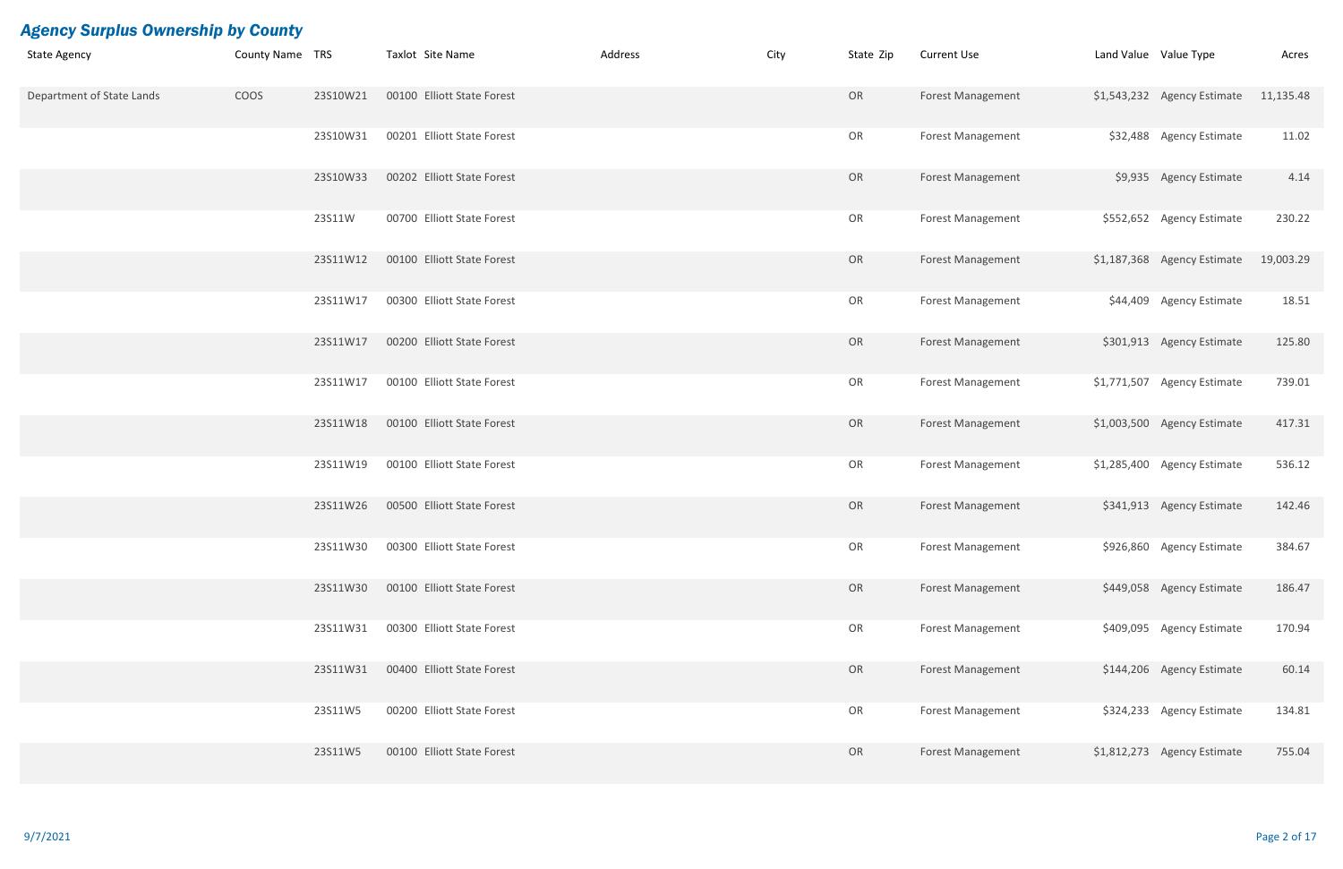## *Agency Surplus Ownership by County*

| State Agency | County Name | TRS | Taxlot | Site Name | Address | City | State | Zip | Current Use | Land Value | Value Type | Acres |
|---|---|---|---|---|---|---|---|---|---|---|---|---|
| Department of State Lands | COOS | 23S10W21 | 00100 | Elliott State Forest | | | OR | | Forest Management | $1,543,232 | Agency Estimate | 11,135.48 |
| | | 23S10W31 | 00201 | Elliott State Forest | | | OR | | Forest Management | $32,488 | Agency Estimate | 11.02 |
| | | 23S10W33 | 00202 | Elliott State Forest | | | OR | | Forest Management | $9,935 | Agency Estimate | 4.14 |
| | | 23S11W | 00700 | Elliott State Forest | | | OR | | Forest Management | $552,652 | Agency Estimate | 230.22 |
| | | 23S11W12 | 00100 | Elliott State Forest | | | OR | | Forest Management | $1,187,368 | Agency Estimate | 19,003.29 |
| | | 23S11W17 | 00300 | Elliott State Forest | | | OR | | Forest Management | $44,409 | Agency Estimate | 18.51 |
| | | 23S11W17 | 00200 | Elliott State Forest | | | OR | | Forest Management | $301,913 | Agency Estimate | 125.80 |
| | | 23S11W17 | 00100 | Elliott State Forest | | | OR | | Forest Management | $1,771,507 | Agency Estimate | 739.01 |
| | | 23S11W18 | 00100 | Elliott State Forest | | | OR | | Forest Management | $1,003,500 | Agency Estimate | 417.31 |
| | | 23S11W19 | 00100 | Elliott State Forest | | | OR | | Forest Management | $1,285,400 | Agency Estimate | 536.12 |
| | | 23S11W26 | 00500 | Elliott State Forest | | | OR | | Forest Management | $341,913 | Agency Estimate | 142.46 |
| | | 23S11W30 | 00300 | Elliott State Forest | | | OR | | Forest Management | $926,860 | Agency Estimate | 384.67 |
| | | 23S11W30 | 00100 | Elliott State Forest | | | OR | | Forest Management | $449,058 | Agency Estimate | 186.47 |
| | | 23S11W31 | 00300 | Elliott State Forest | | | OR | | Forest Management | $409,095 | Agency Estimate | 170.94 |
| | | 23S11W31 | 00400 | Elliott State Forest | | | OR | | Forest Management | $144,206 | Agency Estimate | 60.14 |
| | | 23S11W5 | 00200 | Elliott State Forest | | | OR | | Forest Management | $324,233 | Agency Estimate | 134.81 |
| | | 23S11W5 | 00100 | Elliott State Forest | | | OR | | Forest Management | $1,812,273 | Agency Estimate | 755.04 |

9/7/2021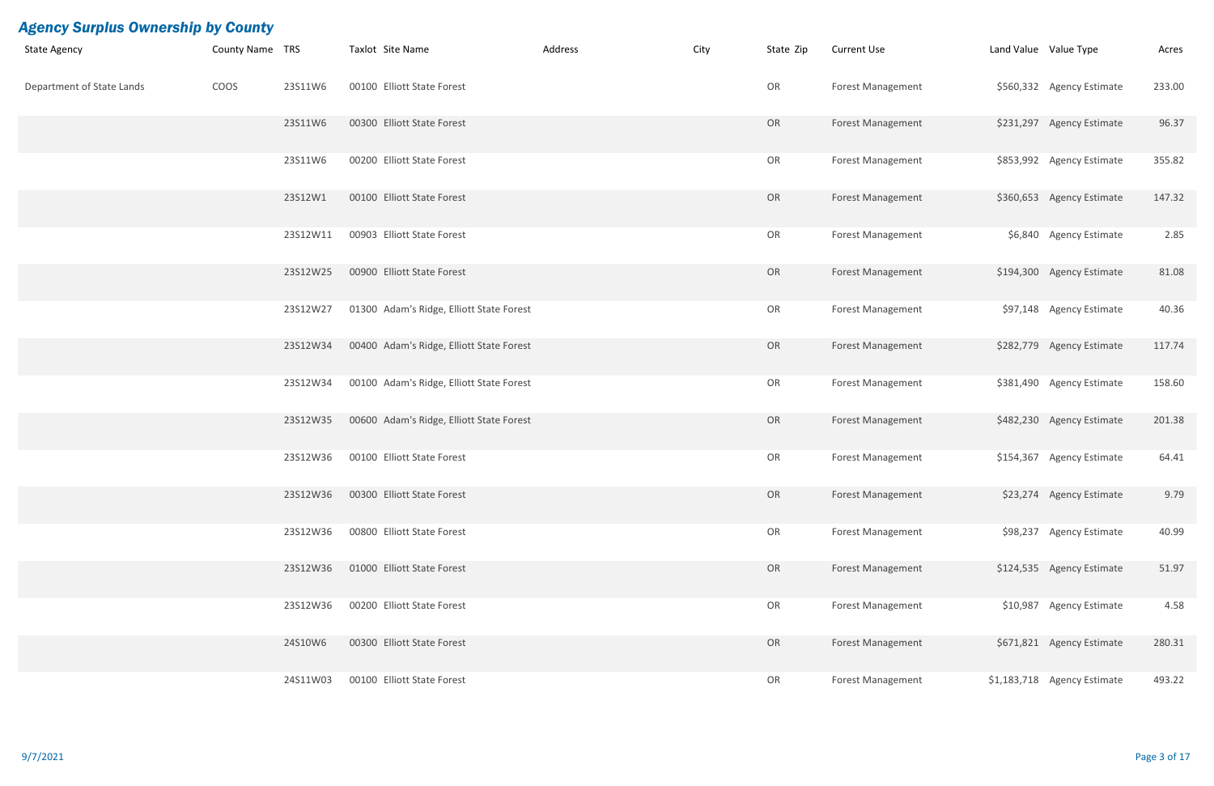## *Agency Surplus Ownership by County*

| State Agency | County Name | TRS | Taxlot | Site Name | Address | City | State | Zip | Current Use | Land Value | Value Type | Acres |
|---|---|---|---|---|---|---|---|---|---|---|---|---|
| Department of State Lands | COOS | 23S11W6 | 00100 | Elliott State Forest | | | OR | | Forest Management | $560,332 | Agency Estimate | 233.00 |
| | | 23S11W6 | 00300 | Elliott State Forest | | | OR | | Forest Management | $231,297 | Agency Estimate | 96.37 |
| | | 23S11W6 | 00200 | Elliott State Forest | | | OR | | Forest Management | $853,992 | Agency Estimate | 355.82 |
| | | 23S12W1 | 00100 | Elliott State Forest | | | OR | | Forest Management | $360,653 | Agency Estimate | 147.32 |
| | | 23S12W11 | 00903 | Elliott State Forest | | | OR | | Forest Management | $6,840 | Agency Estimate | 2.85 |
| | | 23S12W25 | 00900 | Elliott State Forest | | | OR | | Forest Management | $194,300 | Agency Estimate | 81.08 |
| | | 23S12W27 | 01300 | Adam's Ridge, Elliott State Forest | | | OR | | Forest Management | $97,148 | Agency Estimate | 40.36 |
| | | 23S12W34 | 00400 | Adam's Ridge, Elliott State Forest | | | OR | | Forest Management | $282,779 | Agency Estimate | 117.74 |
| | | 23S12W34 | 00100 | Adam's Ridge, Elliott State Forest | | | OR | | Forest Management | $381,490 | Agency Estimate | 158.60 |
| | | 23S12W35 | 00600 | Adam's Ridge, Elliott State Forest | | | OR | | Forest Management | $482,230 | Agency Estimate | 201.38 |
| | | 23S12W36 | 00100 | Elliott State Forest | | | OR | | Forest Management | $154,367 | Agency Estimate | 64.41 |
| | | 23S12W36 | 00300 | Elliott State Forest | | | OR | | Forest Management | $23,274 | Agency Estimate | 9.79 |
| | | 23S12W36 | 00800 | Elliott State Forest | | | OR | | Forest Management | $98,237 | Agency Estimate | 40.99 |
| | | 23S12W36 | 01000 | Elliott State Forest | | | OR | | Forest Management | $124,535 | Agency Estimate | 51.97 |
| | | 23S12W36 | 00200 | Elliott State Forest | | | OR | | Forest Management | $10,987 | Agency Estimate | 4.58 |
| | | 24S10W6 | 00300 | Elliott State Forest | | | OR | | Forest Management | $671,821 | Agency Estimate | 280.31 |
| | | 24S11W03 | 00100 | Elliott State Forest | | | OR | | Forest Management | $1,183,718 | Agency Estimate | 493.22 |

9/7/2021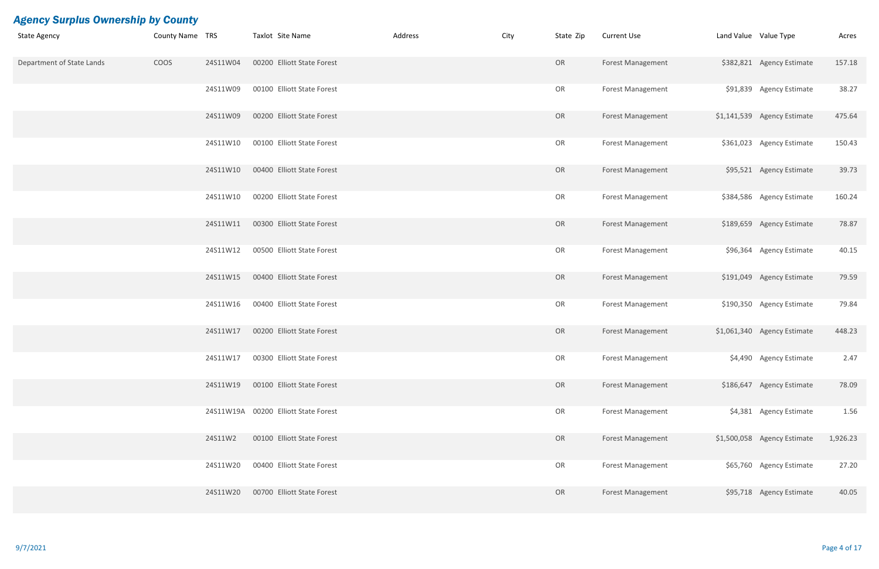## Agency Surplus Ownership by County

| State Agency | County Name | TRS | Taxlot | Site Name | Address | City | State | Zip | Current Use | Land Value | Value Type | Acres |
|---|---|---|---|---|---|---|---|---|---|---|---|---|
| Department of State Lands | COOS | 24S11W04 | 00200 | Elliott State Forest | | | OR | | Forest Management | $382,821 | Agency Estimate | 157.18 |
| | | 24S11W09 | 00100 | Elliott State Forest | | | OR | | Forest Management | $91,839 | Agency Estimate | 38.27 |
| | | 24S11W09 | 00200 | Elliott State Forest | | | OR | | Forest Management | $1,141,539 | Agency Estimate | 475.64 |
| | | 24S11W10 | 00100 | Elliott State Forest | | | OR | | Forest Management | $361,023 | Agency Estimate | 150.43 |
| | | 24S11W10 | 00400 | Elliott State Forest | | | OR | | Forest Management | $95,521 | Agency Estimate | 39.73 |
| | | 24S11W10 | 00200 | Elliott State Forest | | | OR | | Forest Management | $384,586 | Agency Estimate | 160.24 |
| | | 24S11W11 | 00300 | Elliott State Forest | | | OR | | Forest Management | $189,659 | Agency Estimate | 78.87 |
| | | 24S11W12 | 00500 | Elliott State Forest | | | OR | | Forest Management | $96,364 | Agency Estimate | 40.15 |
| | | 24S11W15 | 00400 | Elliott State Forest | | | OR | | Forest Management | $191,049 | Agency Estimate | 79.59 |
| | | 24S11W16 | 00400 | Elliott State Forest | | | OR | | Forest Management | $190,350 | Agency Estimate | 79.84 |
| | | 24S11W17 | 00200 | Elliott State Forest | | | OR | | Forest Management | $1,061,340 | Agency Estimate | 448.23 |
| | | 24S11W17 | 00300 | Elliott State Forest | | | OR | | Forest Management | $4,490 | Agency Estimate | 2.47 |
| | | 24S11W19 | 00100 | Elliott State Forest | | | OR | | Forest Management | $186,647 | Agency Estimate | 78.09 |
| | | 24S11W19A | 00200 | Elliott State Forest | | | OR | | Forest Management | $4,381 | Agency Estimate | 1.56 |
| | | 24S11W2 | 00100 | Elliott State Forest | | | OR | | Forest Management | $1,500,058 | Agency Estimate | 1,926.23 |
| | | 24S11W20 | 00400 | Elliott State Forest | | | OR | | Forest Management | $65,760 | Agency Estimate | 27.20 |
| | | 24S11W20 | 00700 | Elliott State Forest | | | OR | | Forest Management | $95,718 | Agency Estimate | 40.05 |

9/7/2021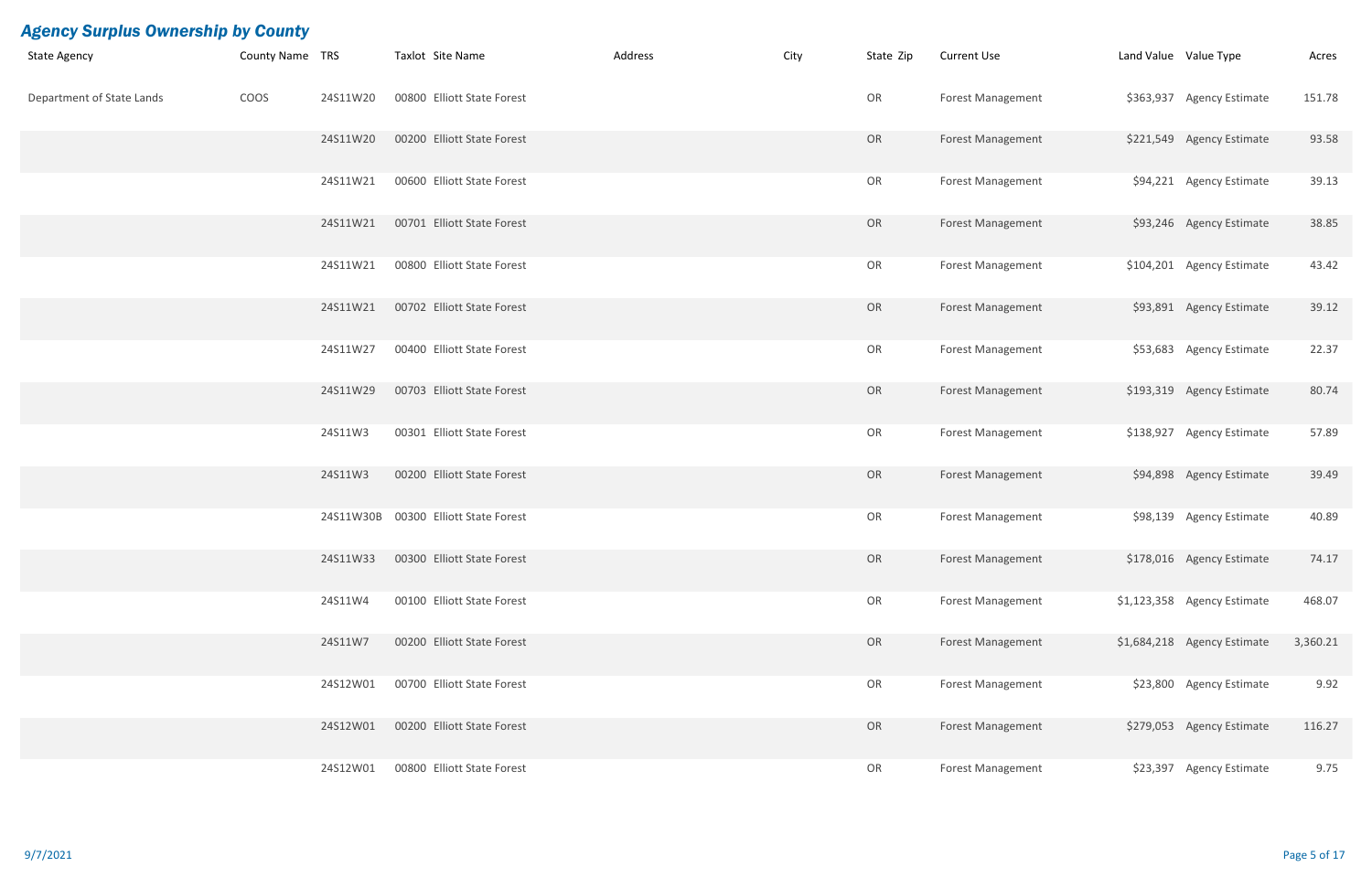## *Agency Surplus Ownership by County*

| State Agency | County Name | TRS | Taxlot | Site Name | Address | City | State | Zip | Current Use | Land Value | Value Type | Acres |
|---|---|---|---|---|---|---|---|---|---|---|---|---|
| Department of State Lands | COOS | 24S11W20 | 00800 | Elliott State Forest | | | OR | | Forest Management | $363,937 | Agency Estimate | 151.78 |
| | | 24S11W20 | 00200 | Elliott State Forest | | | OR | | Forest Management | $221,549 | Agency Estimate | 93.58 |
| | | 24S11W21 | 00600 | Elliott State Forest | | | OR | | Forest Management | $94,221 | Agency Estimate | 39.13 |
| | | 24S11W21 | 00701 | Elliott State Forest | | | OR | | Forest Management | $93,246 | Agency Estimate | 38.85 |
| | | 24S11W21 | 00800 | Elliott State Forest | | | OR | | Forest Management | $104,201 | Agency Estimate | 43.42 |
| | | 24S11W21 | 00702 | Elliott State Forest | | | OR | | Forest Management | $93,891 | Agency Estimate | 39.12 |
| | | 24S11W27 | 00400 | Elliott State Forest | | | OR | | Forest Management | $53,683 | Agency Estimate | 22.37 |
| | | 24S11W29 | 00703 | Elliott State Forest | | | OR | | Forest Management | $193,319 | Agency Estimate | 80.74 |
| | | 24S11W3 | 00301 | Elliott State Forest | | | OR | | Forest Management | $138,927 | Agency Estimate | 57.89 |
| | | 24S11W3 | 00200 | Elliott State Forest | | | OR | | Forest Management | $94,898 | Agency Estimate | 39.49 |
| | | 24S11W30B | 00300 | Elliott State Forest | | | OR | | Forest Management | $98,139 | Agency Estimate | 40.89 |
| | | 24S11W33 | 00300 | Elliott State Forest | | | OR | | Forest Management | $178,016 | Agency Estimate | 74.17 |
| | | 24S11W4 | 00100 | Elliott State Forest | | | OR | | Forest Management | $1,123,358 | Agency Estimate | 468.07 |
| | | 24S11W7 | 00200 | Elliott State Forest | | | OR | | Forest Management | $1,684,218 | Agency Estimate | 3,360.21 |
| | | 24S12W01 | 00700 | Elliott State Forest | | | OR | | Forest Management | $23,800 | Agency Estimate | 9.92 |
| | | 24S12W01 | 00200 | Elliott State Forest | | | OR | | Forest Management | $279,053 | Agency Estimate | 116.27 |
| | | 24S12W01 | 00800 | Elliott State Forest | | | OR | | Forest Management | $23,397 | Agency Estimate | 9.75 |

9/7/2021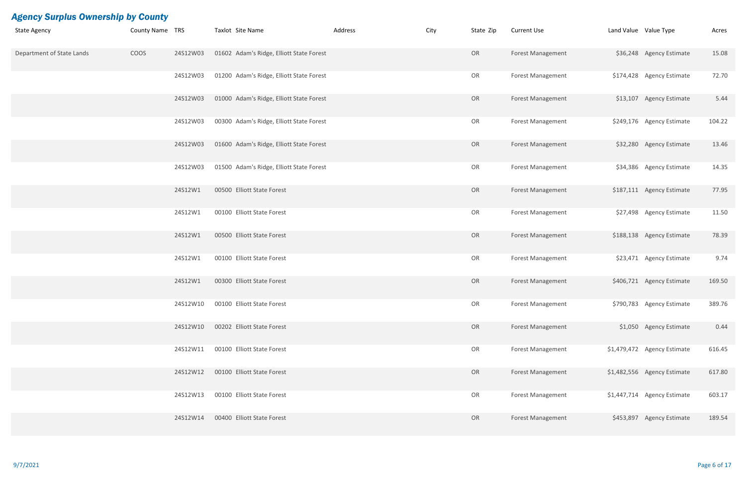## *Agency Surplus Ownership by County*

| State Agency | County Name | TRS | Taxlot | Site Name | Address | City | State | Zip | Current Use | Land Value | Value Type | Acres |
|---|---|---|---|---|---|---|---|---|---|---|---|---|
| Department of State Lands | COOS | 24S12W03 | 01602 | Adam's Ridge, Elliott State Forest | | | OR | | Forest Management | $36,248 | Agency Estimate | 15.08 |
| | | 24S12W03 | 01200 | Adam's Ridge, Elliott State Forest | | | OR | | Forest Management | $174,428 | Agency Estimate | 72.70 |
| | | 24S12W03 | 01000 | Adam's Ridge, Elliott State Forest | | | OR | | Forest Management | $13,107 | Agency Estimate | 5.44 |
| | | 24S12W03 | 00300 | Adam's Ridge, Elliott State Forest | | | OR | | Forest Management | $249,176 | Agency Estimate | 104.22 |
| | | 24S12W03 | 01600 | Adam's Ridge, Elliott State Forest | | | OR | | Forest Management | $32,280 | Agency Estimate | 13.46 |
| | | 24S12W03 | 01500 | Adam's Ridge, Elliott State Forest | | | OR | | Forest Management | $34,386 | Agency Estimate | 14.35 |
| | | 24S12W1 | 00500 | Elliott State Forest | | | OR | | Forest Management | $187,111 | Agency Estimate | 77.95 |
| | | 24S12W1 | 00100 | Elliott State Forest | | | OR | | Forest Management | $27,498 | Agency Estimate | 11.50 |
| | | 24S12W1 | 00500 | Elliott State Forest | | | OR | | Forest Management | $188,138 | Agency Estimate | 78.39 |
| | | 24S12W1 | 00100 | Elliott State Forest | | | OR | | Forest Management | $23,471 | Agency Estimate | 9.74 |
| | | 24S12W1 | 00300 | Elliott State Forest | | | OR | | Forest Management | $406,721 | Agency Estimate | 169.50 |
| | | 24S12W10 | 00100 | Elliott State Forest | | | OR | | Forest Management | $790,783 | Agency Estimate | 389.76 |
| | | 24S12W10 | 00202 | Elliott State Forest | | | OR | | Forest Management | $1,050 | Agency Estimate | 0.44 |
| | | 24S12W11 | 00100 | Elliott State Forest | | | OR | | Forest Management | $1,479,472 | Agency Estimate | 616.45 |
| | | 24S12W12 | 00100 | Elliott State Forest | | | OR | | Forest Management | $1,482,556 | Agency Estimate | 617.80 |
| | | 24S12W13 | 00100 | Elliott State Forest | | | OR | | Forest Management | $1,447,714 | Agency Estimate | 603.17 |
| | | 24S12W14 | 00400 | Elliott State Forest | | | OR | | Forest Management | $453,897 | Agency Estimate | 189.54 |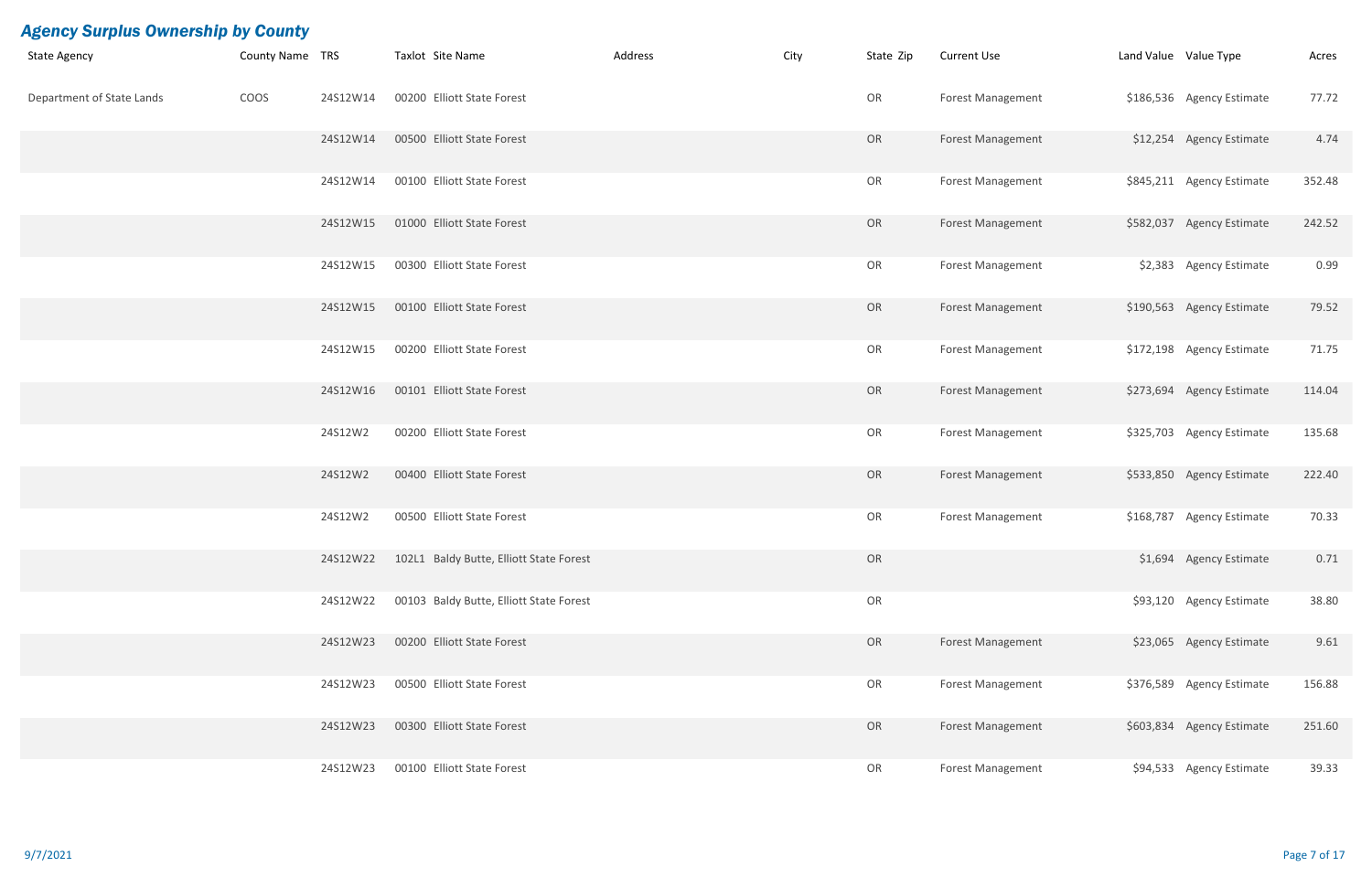## *Agency Surplus Ownership by County*

| State Agency | County Name | TRS | Taxlot | Site Name | Address | City | State | Zip | Current Use | Land Value | Value Type | Acres |
|---|---|---|---|---|---|---|---|---|---|---|---|---|
| Department of State Lands | COOS | 24S12W14 | 00200 | Elliott State Forest | | | OR | | Forest Management | $186,536 | Agency Estimate | 77.72 |
| | | 24S12W14 | 00500 | Elliott State Forest | | | OR | | Forest Management | $12,254 | Agency Estimate | 4.74 |
| | | 24S12W14 | 00100 | Elliott State Forest | | | OR | | Forest Management | $845,211 | Agency Estimate | 352.48 |
| | | 24S12W15 | 01000 | Elliott State Forest | | | OR | | Forest Management | $582,037 | Agency Estimate | 242.52 |
| | | 24S12W15 | 00300 | Elliott State Forest | | | OR | | Forest Management | $2,383 | Agency Estimate | 0.99 |
| | | 24S12W15 | 00100 | Elliott State Forest | | | OR | | Forest Management | $190,563 | Agency Estimate | 79.52 |
| | | 24S12W15 | 00200 | Elliott State Forest | | | OR | | Forest Management | $172,198 | Agency Estimate | 71.75 |
| | | 24S12W16 | 00101 | Elliott State Forest | | | OR | | Forest Management | $273,694 | Agency Estimate | 114.04 |
| | | 24S12W2 | 00200 | Elliott State Forest | | | OR | | Forest Management | $325,703 | Agency Estimate | 135.68 |
| | | 24S12W2 | 00400 | Elliott State Forest | | | OR | | Forest Management | $533,850 | Agency Estimate | 222.40 |
| | | 24S12W2 | 00500 | Elliott State Forest | | | OR | | Forest Management | $168,787 | Agency Estimate | 70.33 |
| | | 24S12W22 | 102L1 | Baldy Butte, Elliott State Forest | | | OR | | | $1,694 | Agency Estimate | 0.71 |
| | | 24S12W22 | 00103 | Baldy Butte, Elliott State Forest | | | OR | | | $93,120 | Agency Estimate | 38.80 |
| | | 24S12W23 | 00200 | Elliott State Forest | | | OR | | Forest Management | $23,065 | Agency Estimate | 9.61 |
| | | 24S12W23 | 00500 | Elliott State Forest | | | OR | | Forest Management | $376,589 | Agency Estimate | 156.88 |
| | | 24S12W23 | 00300 | Elliott State Forest | | | OR | | Forest Management | $603,834 | Agency Estimate | 251.60 |
| | | 24S12W23 | 00100 | Elliott State Forest | | | OR | | Forest Management | $94,533 | Agency Estimate | 39.33 |

9/7/2021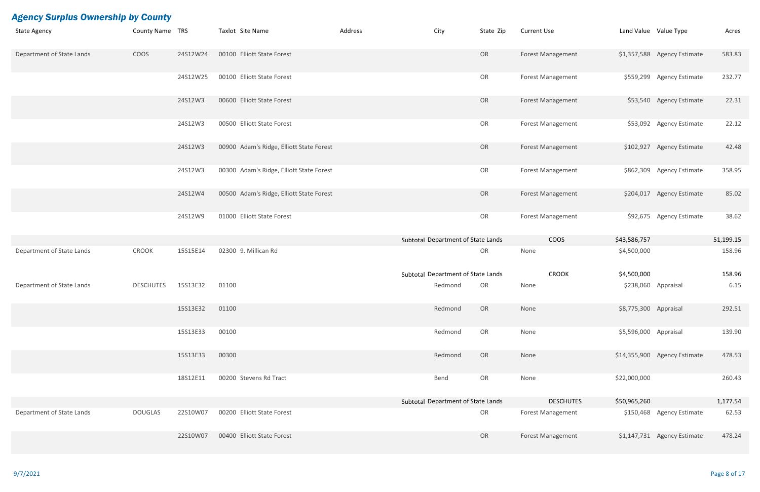## *Agency Surplus Ownership by County*

| State Agency | County Name | TRS | Taxlot | Site Name | Address | City | State | Zip | Current Use | Land Value | Value Type | Acres |
|---|---|---|---|---|---|---|---|---|---|---|---|---|
| Department of State Lands | COOS | 24S12W24 | 00100 | Elliott State Forest | | | OR | | Forest Management | $1,357,588 | Agency Estimate | 583.83 |
| | | 24S12W25 | 00100 | Elliott State Forest | | | OR | | Forest Management | $559,299 | Agency Estimate | 232.77 |
| | | 24S12W3 | 00600 | Elliott State Forest | | | OR | | Forest Management | $53,540 | Agency Estimate | 22.31 |
| | | 24S12W3 | 00500 | Elliott State Forest | | | OR | | Forest Management | $53,092 | Agency Estimate | 22.12 |
| | | 24S12W3 | 00900 | Adam's Ridge, Elliott State Forest | | | OR | | Forest Management | $102,927 | Agency Estimate | 42.48 |
| | | 24S12W3 | 00300 | Adam's Ridge, Elliott State Forest | | | OR | | Forest Management | $862,309 | Agency Estimate | 358.95 |
| | | 24S12W4 | 00500 | Adam's Ridge, Elliott State Forest | | | OR | | Forest Management | $204,017 | Agency Estimate | 85.02 |
| | | 24S12W9 | 01000 | Elliott State Forest | | | OR | | Forest Management | $92,675 | Agency Estimate | 38.62 |
| | | | | | | Subtotal Department of State Lands | | | COOS | $43,586,757 | | 51,199.15 |
| Department of State Lands | CROOK | 15S15E14 | 02300 | 9. Millican Rd | | | OR | | None | $4,500,000 | | 158.96 |
| | | | | | | Subtotal Department of State Lands | | | CROOK | $4,500,000 | | 158.96 |
| Department of State Lands | DESCHUTES | 15S13E32 | 01100 | | | Redmond | OR | | None | $238,060 | Appraisal | 6.15 |
| | | 15S13E32 | 01100 | | | Redmond | OR | | None | $8,775,300 | Appraisal | 292.51 |
| | | 15S13E33 | 00100 | | | Redmond | OR | | None | $5,596,000 | Appraisal | 139.90 |
| | | 15S13E33 | 00300 | | | Redmond | OR | | None | $14,355,900 | Agency Estimate | 478.53 |
| | | 18S12E11 | 00200 | Stevens Rd Tract | | Bend | OR | | None | $22,000,000 | | 260.43 |
| | | | | | | Subtotal Department of State Lands | | | DESCHUTES | $50,965,260 | | 1,177.54 |
| Department of State Lands | DOUGLAS | 22S10W07 | 00200 | Elliott State Forest | | | OR | | Forest Management | $150,468 | Agency Estimate | 62.53 |
| | | 22S10W07 | 00400 | Elliott State Forest | | | OR | | Forest Management | $1,147,731 | Agency Estimate | 478.24 |

9/7/2021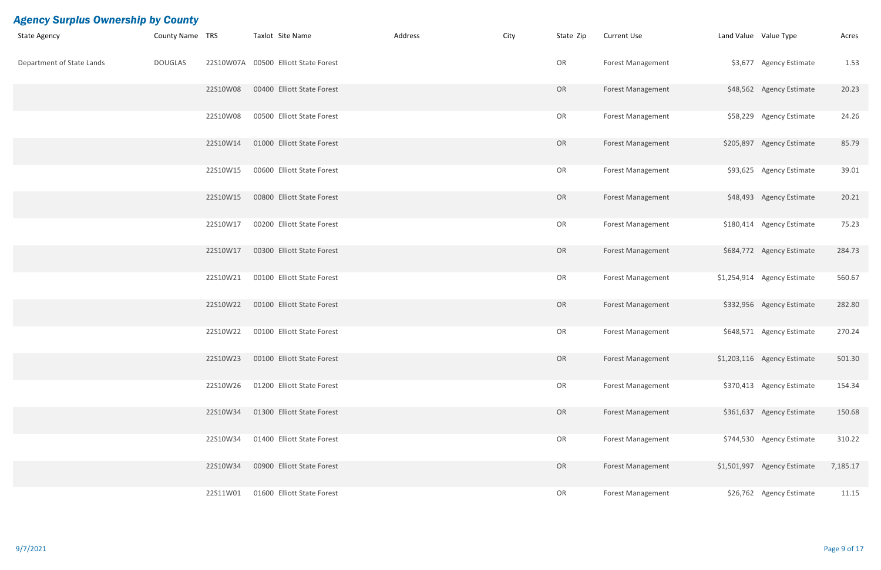## *Agency Surplus Ownership by County*

| State Agency | County Name | TRS | Taxlot | Site Name | Address | City | State | Zip | Current Use | Land Value | Value Type | Acres |
|---|---|---|---|---|---|---|---|---|---|---|---|---|
| Department of State Lands | DOUGLAS | 22S10W07A | 00500 | Elliott State Forest | | | OR | | Forest Management | $3,677 | Agency Estimate | 1.53 |
| | | 22S10W08 | 00400 | Elliott State Forest | | | OR | | Forest Management | $48,562 | Agency Estimate | 20.23 |
| | | 22S10W08 | 00500 | Elliott State Forest | | | OR | | Forest Management | $58,229 | Agency Estimate | 24.26 |
| | | 22S10W14 | 01000 | Elliott State Forest | | | OR | | Forest Management | $205,897 | Agency Estimate | 85.79 |
| | | 22S10W15 | 00600 | Elliott State Forest | | | OR | | Forest Management | $93,625 | Agency Estimate | 39.01 |
| | | 22S10W15 | 00800 | Elliott State Forest | | | OR | | Forest Management | $48,493 | Agency Estimate | 20.21 |
| | | 22S10W17 | 00200 | Elliott State Forest | | | OR | | Forest Management | $180,414 | Agency Estimate | 75.23 |
| | | 22S10W17 | 00300 | Elliott State Forest | | | OR | | Forest Management | $684,772 | Agency Estimate | 284.73 |
| | | 22S10W21 | 00100 | Elliott State Forest | | | OR | | Forest Management | $1,254,914 | Agency Estimate | 560.67 |
| | | 22S10W22 | 00100 | Elliott State Forest | | | OR | | Forest Management | $332,956 | Agency Estimate | 282.80 |
| | | 22S10W22 | 00100 | Elliott State Forest | | | OR | | Forest Management | $648,571 | Agency Estimate | 270.24 |
| | | 22S10W23 | 00100 | Elliott State Forest | | | OR | | Forest Management | $1,203,116 | Agency Estimate | 501.30 |
| | | 22S10W26 | 01200 | Elliott State Forest | | | OR | | Forest Management | $370,413 | Agency Estimate | 154.34 |
| | | 22S10W34 | 01300 | Elliott State Forest | | | OR | | Forest Management | $361,637 | Agency Estimate | 150.68 |
| | | 22S10W34 | 01400 | Elliott State Forest | | | OR | | Forest Management | $744,530 | Agency Estimate | 310.22 |
| | | 22S10W34 | 00900 | Elliott State Forest | | | OR | | Forest Management | $1,501,997 | Agency Estimate | 7,185.17 |
| | | 22S11W01 | 01600 | Elliott State Forest | | | OR | | Forest Management | $26,762 | Agency Estimate | 11.15 |

9/7/2021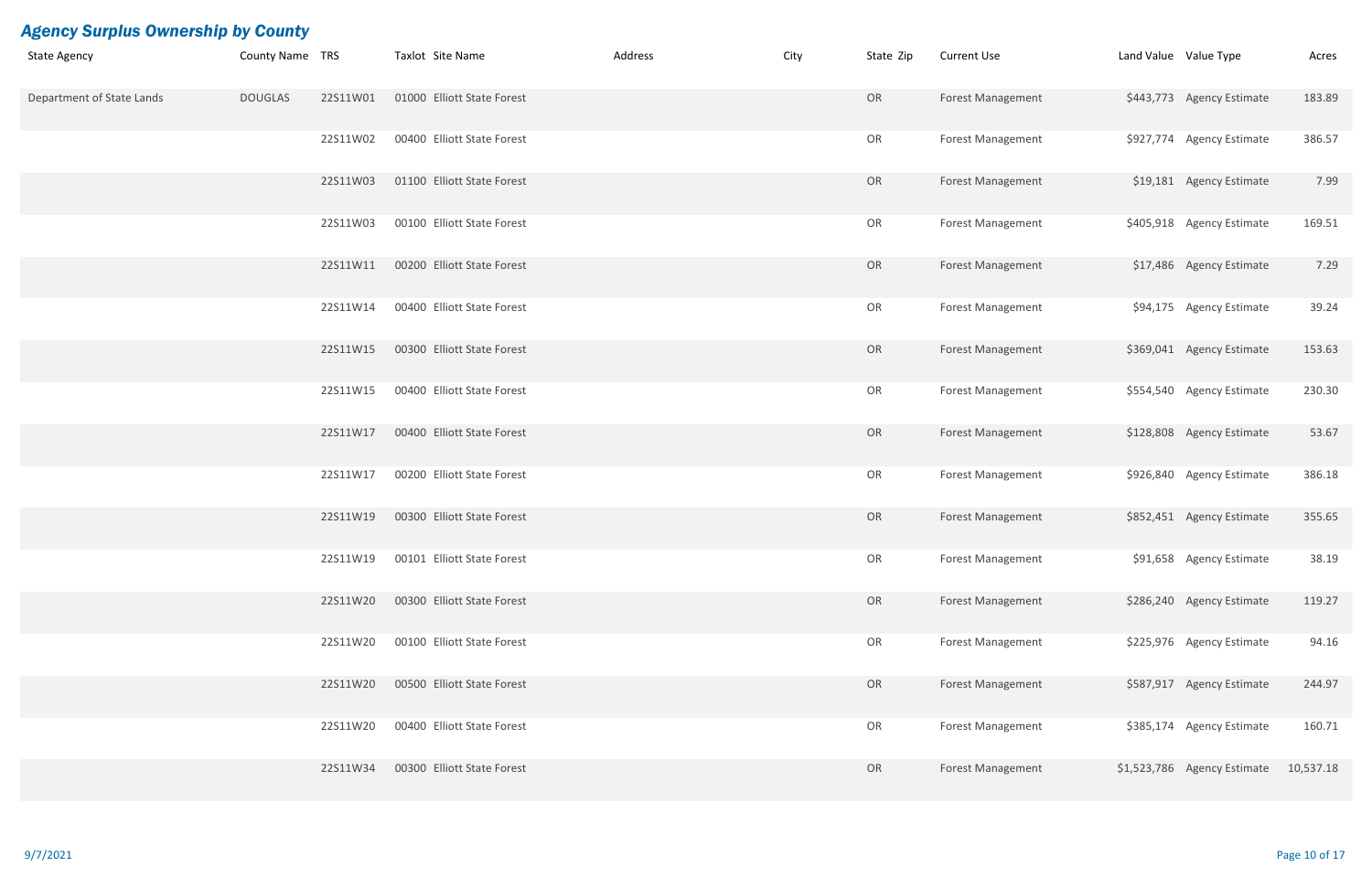## *Agency Surplus Ownership by County*

| State Agency | County Name | TRS | Taxlot | Site Name | Address | City | State | Zip | Current Use | Land Value | Value Type | Acres |
|---|---|---|---|---|---|---|---|---|---|---|---|---|
| Department of State Lands | DOUGLAS | 22S11W01 | 01000 | Elliott State Forest | | | OR | | Forest Management | $443,773 | Agency Estimate | 183.89 |
| | | 22S11W02 | 00400 | Elliott State Forest | | | OR | | Forest Management | $927,774 | Agency Estimate | 386.57 |
| | | 22S11W03 | 01100 | Elliott State Forest | | | OR | | Forest Management | $19,181 | Agency Estimate | 7.99 |
| | | 22S11W03 | 00100 | Elliott State Forest | | | OR | | Forest Management | $405,918 | Agency Estimate | 169.51 |
| | | 22S11W11 | 00200 | Elliott State Forest | | | OR | | Forest Management | $17,486 | Agency Estimate | 7.29 |
| | | 22S11W14 | 00400 | Elliott State Forest | | | OR | | Forest Management | $94,175 | Agency Estimate | 39.24 |
| | | 22S11W15 | 00300 | Elliott State Forest | | | OR | | Forest Management | $369,041 | Agency Estimate | 153.63 |
| | | 22S11W15 | 00400 | Elliott State Forest | | | OR | | Forest Management | $554,540 | Agency Estimate | 230.30 |
| | | 22S11W17 | 00400 | Elliott State Forest | | | OR | | Forest Management | $128,808 | Agency Estimate | 53.67 |
| | | 22S11W17 | 00200 | Elliott State Forest | | | OR | | Forest Management | $926,840 | Agency Estimate | 386.18 |
| | | 22S11W19 | 00300 | Elliott State Forest | | | OR | | Forest Management | $852,451 | Agency Estimate | 355.65 |
| | | 22S11W19 | 00101 | Elliott State Forest | | | OR | | Forest Management | $91,658 | Agency Estimate | 38.19 |
| | | 22S11W20 | 00300 | Elliott State Forest | | | OR | | Forest Management | $286,240 | Agency Estimate | 119.27 |
| | | 22S11W20 | 00100 | Elliott State Forest | | | OR | | Forest Management | $225,976 | Agency Estimate | 94.16 |
| | | 22S11W20 | 00500 | Elliott State Forest | | | OR | | Forest Management | $587,917 | Agency Estimate | 244.97 |
| | | 22S11W20 | 00400 | Elliott State Forest | | | OR | | Forest Management | $385,174 | Agency Estimate | 160.71 |
| | | 22S11W34 | 00300 | Elliott State Forest | | | OR | | Forest Management | $1,523,786 | Agency Estimate | 10,537.18 |

9/7/2021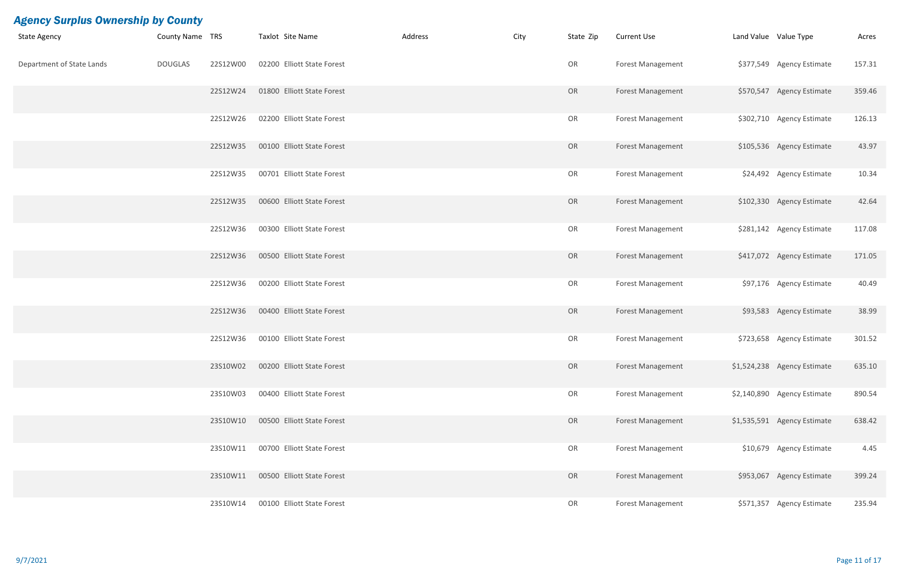## *Agency Surplus Ownership by County*

| State Agency | County Name | TRS | Taxlot | Site Name | Address | City | State | Zip | Current Use | Land Value | Value Type | Acres |
|---|---|---|---|---|---|---|---|---|---|---|---|---|
| Department of State Lands | DOUGLAS | 22S12W00 | 02200 | Elliott State Forest | | | OR | | Forest Management | $377,549 | Agency Estimate | 157.31 |
| | | 22S12W24 | 01800 | Elliott State Forest | | | OR | | Forest Management | $570,547 | Agency Estimate | 359.46 |
| | | 22S12W26 | 02200 | Elliott State Forest | | | OR | | Forest Management | $302,710 | Agency Estimate | 126.13 |
| | | 22S12W35 | 00100 | Elliott State Forest | | | OR | | Forest Management | $105,536 | Agency Estimate | 43.97 |
| | | 22S12W35 | 00701 | Elliott State Forest | | | OR | | Forest Management | $24,492 | Agency Estimate | 10.34 |
| | | 22S12W35 | 00600 | Elliott State Forest | | | OR | | Forest Management | $102,330 | Agency Estimate | 42.64 |
| | | 22S12W36 | 00300 | Elliott State Forest | | | OR | | Forest Management | $281,142 | Agency Estimate | 117.08 |
| | | 22S12W36 | 00500 | Elliott State Forest | | | OR | | Forest Management | $417,072 | Agency Estimate | 171.05 |
| | | 22S12W36 | 00200 | Elliott State Forest | | | OR | | Forest Management | $97,176 | Agency Estimate | 40.49 |
| | | 22S12W36 | 00400 | Elliott State Forest | | | OR | | Forest Management | $93,583 | Agency Estimate | 38.99 |
| | | 22S12W36 | 00100 | Elliott State Forest | | | OR | | Forest Management | $723,658 | Agency Estimate | 301.52 |
| | | 23S10W02 | 00200 | Elliott State Forest | | | OR | | Forest Management | $1,524,238 | Agency Estimate | 635.10 |
| | | 23S10W03 | 00400 | Elliott State Forest | | | OR | | Forest Management | $2,140,890 | Agency Estimate | 890.54 |
| | | 23S10W10 | 00500 | Elliott State Forest | | | OR | | Forest Management | $1,535,591 | Agency Estimate | 638.42 |
| | | 23S10W11 | 00700 | Elliott State Forest | | | OR | | Forest Management | $10,679 | Agency Estimate | 4.45 |
| | | 23S10W11 | 00500 | Elliott State Forest | | | OR | | Forest Management | $953,067 | Agency Estimate | 399.24 |
| | | 23S10W14 | 00100 | Elliott State Forest | | | OR | | Forest Management | $571,357 | Agency Estimate | 235.94 |

9/7/2021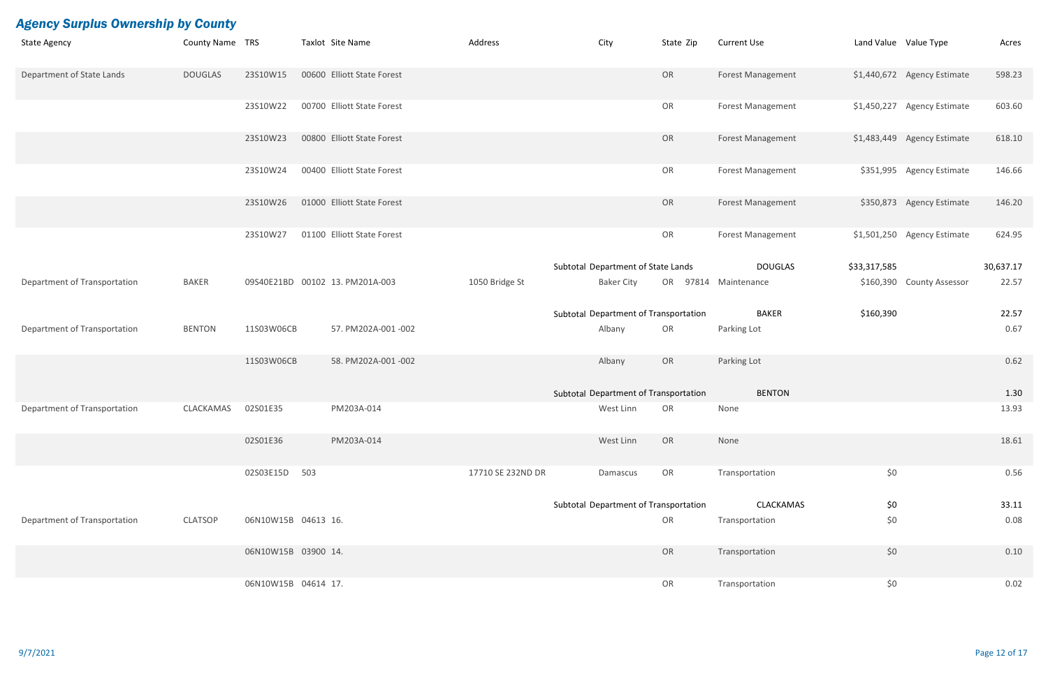## Agency Surplus Ownership by County

| State Agency | County Name | TRS | Taxlot | Site Name | Address | City | State | Zip | Current Use | Land Value | Value Type | Acres |
|---|---|---|---|---|---|---|---|---|---|---|---|---|
| Department of State Lands | DOUGLAS | 23S10W15 | 00600 | Elliott State Forest | | | OR | | Forest Management | $1,440,672 | Agency Estimate | 598.23 |
| | | 23S10W22 | 00700 | Elliott State Forest | | | OR | | Forest Management | $1,450,227 | Agency Estimate | 603.60 |
| | | 23S10W23 | 00800 | Elliott State Forest | | | OR | | Forest Management | $1,483,449 | Agency Estimate | 618.10 |
| | | 23S10W24 | 00400 | Elliott State Forest | | | OR | | Forest Management | $351,995 | Agency Estimate | 146.66 |
| | | 23S10W26 | 01000 | Elliott State Forest | | | OR | | Forest Management | $350,873 | Agency Estimate | 146.20 |
| | | 23S10W27 | 01100 | Elliott State Forest | | | OR | | Forest Management | $1,501,250 | Agency Estimate | 624.95 |
| | | | | | Subtotal | Department of State Lands | | | DOUGLAS | $33,317,585 | | 30,637.17 |
| Department of Transportation | BAKER | 09S40E21BD | 00102 | 13. PM201A-003 | 1050 Bridge St | Baker City | OR | 97814 | Maintenance | $160,390 | County Assessor | 22.57 |
| | | | | | Subtotal | Department of Transportation | | | BAKER | $160,390 | | 22.57 |
| Department of Transportation | BENTON | 11S03W06CB | | 57. PM202A-001 -002 | | Albany | OR | | Parking Lot | | | 0.67 |
| | | 11S03W06CB | | 58. PM202A-001 -002 | | Albany | OR | | Parking Lot | | | 0.62 |
| | | | | | Subtotal | Department of Transportation | | | BENTON | | | 1.30 |
| Department of Transportation | CLACKAMAS | 02S01E35 | | PM203A-014 | | West Linn | OR | | None | | | 13.93 |
| | | 02S01E36 | | PM203A-014 | | West Linn | OR | | None | | | 18.61 |
| | | 02S03E15D | 503 | | 17710 SE 232ND DR | Damascus | OR | | Transportation | $0 | | 0.56 |
| | | | | | Subtotal | Department of Transportation | | | CLACKAMAS | $0 | | 33.11 |
| Department of Transportation | CLATSOP | 06N10W15B | 04613 | 16. | | | OR | | Transportation | $0 | | 0.08 |
| | | 06N10W15B | 03900 | 14. | | | OR | | Transportation | $0 | | 0.10 |
| | | 06N10W15B | 04614 | 17. | | | OR | | Transportation | $0 | | 0.02 |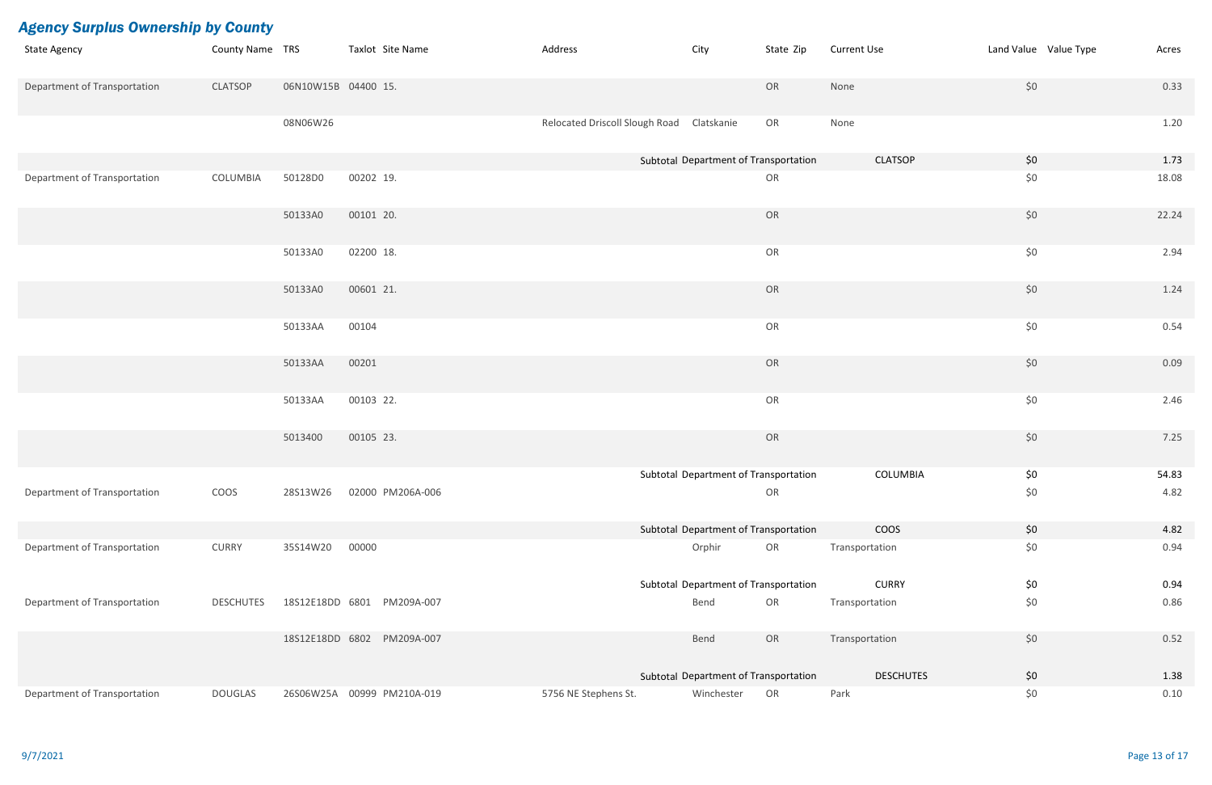## *Agency Surplus Ownership by County*

| State Agency | County Name | TRS | Taxlot | Site Name | Address | City | State | Zip | Current Use | Land Value | Value Type | Acres |
|---|---|---|---|---|---|---|---|---|---|---|---|---|
| Department of Transportation | CLATSOP | 06N10W15B | 04400 | 15. | | | OR | | None | $0 | | 0.33 |
| | | 08N06W26 | | | Relocated Driscoll Slough Road | Clatskanie | OR | | None | | | 1.20 |
| | | | | | | Subtotal Department of Transportation | | | CLATSOP | $0 | | 1.73 |
| Department of Transportation | COLUMBIA | 50128D0 | 00202 | 19. | | | OR | | | $0 | | 18.08 |
| | | 50133A0 | 00101 | 20. | | | OR | | | $0 | | 22.24 |
| | | 50133A0 | 02200 | 18. | | | OR | | | $0 | | 2.94 |
| | | 50133A0 | 00601 | 21. | | | OR | | | $0 | | 1.24 |
| | | 50133AA | 00104 | | | | OR | | | $0 | | 0.54 |
| | | 50133AA | 00201 | | | | OR | | | $0 | | 0.09 |
| | | 50133AA | 00103 | 22. | | | OR | | | $0 | | 2.46 |
| | | 5013400 | 00105 | 23. | | | OR | | | $0 | | 7.25 |
| | | | | | | Subtotal Department of Transportation | | | COLUMBIA | $0 | | 54.83 |
| Department of Transportation | COOS | 28S13W26 | 02000 | PM206A-006 | | | OR | | | $0 | | 4.82 |
| | | | | | | Subtotal Department of Transportation | | | COOS | $0 | | 4.82 |
| Department of Transportation | CURRY | 35S14W20 | 00000 | | | Orphir | OR | | Transportation | $0 | | 0.94 |
| | | | | | | Subtotal Department of Transportation | | | CURRY | $0 | | 0.94 |
| Department of Transportation | DESCHUTES | 18S12E18DD | 6801 | PM209A-007 | | Bend | OR | | Transportation | $0 | | 0.86 |
| | | 18S12E18DD | 6802 | PM209A-007 | | Bend | OR | | Transportation | $0 | | 0.52 |
| | | | | | | Subtotal Department of Transportation | | | DESCHUTES | $0 | | 1.38 |
| Department of Transportation | DOUGLAS | 26S06W25A | 00999 | PM210A-019 | 5756 NE Stephens St. | Winchester | OR | | Park | $0 | | 0.10 |

9/7/2021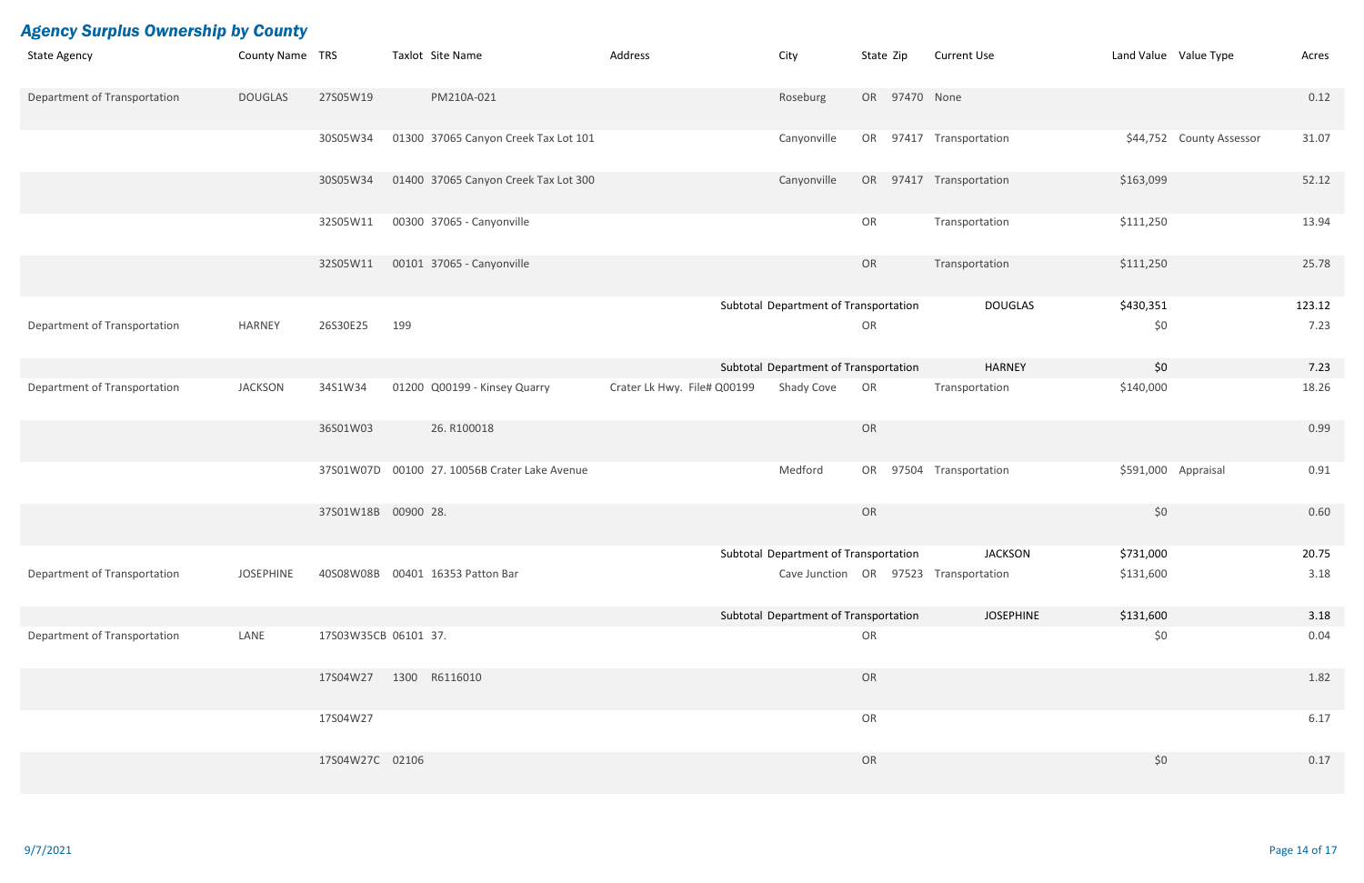## *Agency Surplus Ownership by County*

| State Agency | County Name | TRS | Taxlot | Site Name | Address | City | State | Zip | Current Use | Land Value | Value Type | Acres |
|---|---|---|---|---|---|---|---|---|---|---|---|---|
| Department of Transportation | DOUGLAS | 27S05W19 | | PM210A-021 | | Roseburg | OR | 97470 | None | | | 0.12 |
| | | 30S05W34 | 01300 | 37065 Canyon Creek Tax Lot 101 | | Canyonville | OR | 97417 | Transportation | $44,752 | County Assessor | 31.07 |
| | | 30S05W34 | 01400 | 37065 Canyon Creek Tax Lot 300 | | Canyonville | OR | 97417 | Transportation | $163,099 | | 52.12 |
| | | 32S05W11 | 00300 | 37065 - Canyonville | | | OR | | Transportation | $111,250 | | 13.94 |
| | | 32S05W11 | 00101 | 37065 - Canyonville | | | OR | | Transportation | $111,250 | | 25.78 |
| | | | | | | Subtotal Department of Transportation | | | DOUGLAS | $430,351 | | 123.12 |
| Department of Transportation | HARNEY | 26S30E25 | 199 | | | | OR | | | $0 | | 7.23 |
| | | | | | | Subtotal Department of Transportation | | | HARNEY | $0 | | 7.23 |
| Department of Transportation | JACKSON | 34S1W34 | 01200 | Q00199 - Kinsey Quarry | Crater Lk Hwy. File# Q00199 | Shady Cove | OR | | Transportation | $140,000 | | 18.26 |
| | | 36S01W03 | | 26. R100018 | | | OR | | | | | 0.99 |
| | | 37S01W07D | 00100 | 27. 10056B Crater Lake Avenue | | Medford | OR | 97504 | Transportation | $591,000 | Appraisal | 0.91 |
| | | 37S01W18B | 00900 | 28. | | | OR | | | $0 | | 0.60 |
| | | | | | | Subtotal Department of Transportation | | | JACKSON | $731,000 | | 20.75 |
| Department of Transportation | JOSEPHINE | 40S08W08B | 00401 | 16353 Patton Bar | | Cave Junction | OR | 97523 | Transportation | $131,600 | | 3.18 |
| | | | | | | Subtotal Department of Transportation | | | JOSEPHINE | $131,600 | | 3.18 |
| Department of Transportation | LANE | 17S03W35CB | 06101 | 37. | | | OR | | | $0 | | 0.04 |
| | | 17S04W27 | 1300 | R6116010 | | | OR | | | | | 1.82 |
| | | 17S04W27 | | | | | OR | | | | | 6.17 |
| | | 17S04W27C | 02106 | | | | OR | | | $0 | | 0.17 |

9/7/2021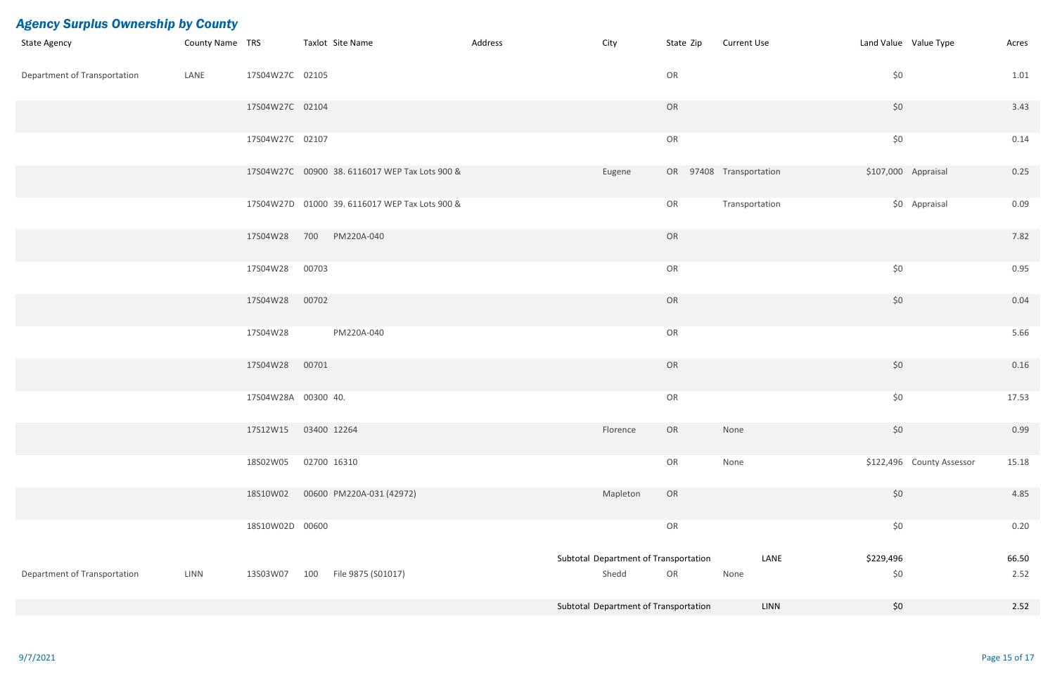## *Agency Surplus Ownership by County*

| State Agency | County Name | TRS | Taxlot | Site Name | Address | City | State | Zip | Current Use | Land Value | Value Type | Acres |
|---|---|---|---|---|---|---|---|---|---|---|---|---|
| Department of Transportation | LANE | 17S04W27C | 02105 | | | | OR | | | $0 | | 1.01 |
| | | 17S04W27C | 02104 | | | | OR | | | $0 | | 3.43 |
| | | 17S04W27C | 02107 | | | | OR | | | $0 | | 0.14 |
| | | 17S04W27C | 00900 | 38. 6116017 WEP Tax Lots 900 & | | Eugene | OR | 97408 | Transportation | $107,000 | Appraisal | 0.25 |
| | | 17S04W27D | 01000 | 39. 6116017 WEP Tax Lots 900 & | | | OR | | Transportation | $0 | Appraisal | 0.09 |
| | | 17S04W28 | 700 | PM220A-040 | | | OR | | | | | 7.82 |
| | | 17S04W28 | 00703 | | | | OR | | | $0 | | 0.95 |
| | | 17S04W28 | 00702 | | | | OR | | | $0 | | 0.04 |
| | | 17S04W28 | | PM220A-040 | | | OR | | | | | 5.66 |
| | | 17S04W28 | 00701 | | | | OR | | | $0 | | 0.16 |
| | | 17S04W28A | 00300 | 40. | | | OR | | | $0 | | 17.53 |
| | | 17S12W15 | 03400 | 12264 | | Florence | OR | | None | $0 | | 0.99 |
| | | 18S02W05 | 02700 | 16310 | | | OR | | None | $122,496 | County Assessor | 15.18 |
| | | 18S10W02 | 00600 | PM220A-031 (42972) | | Mapleton | OR | | | $0 | | 4.85 |
| | | 18S10W02D | 00600 | | | | OR | | | $0 | | 0.20 |
| | | | | | | Subtotal Department of Transportation | | | LANE | $229,496 | | 66.50 |
| Department of Transportation | LINN | 13S03W07 | 100 | File 9875 (S01017) | | Shedd | OR | | None | $0 | | 2.52 |
| | | | | | | Subtotal Department of Transportation | | | LINN | $0 | | 2.52 |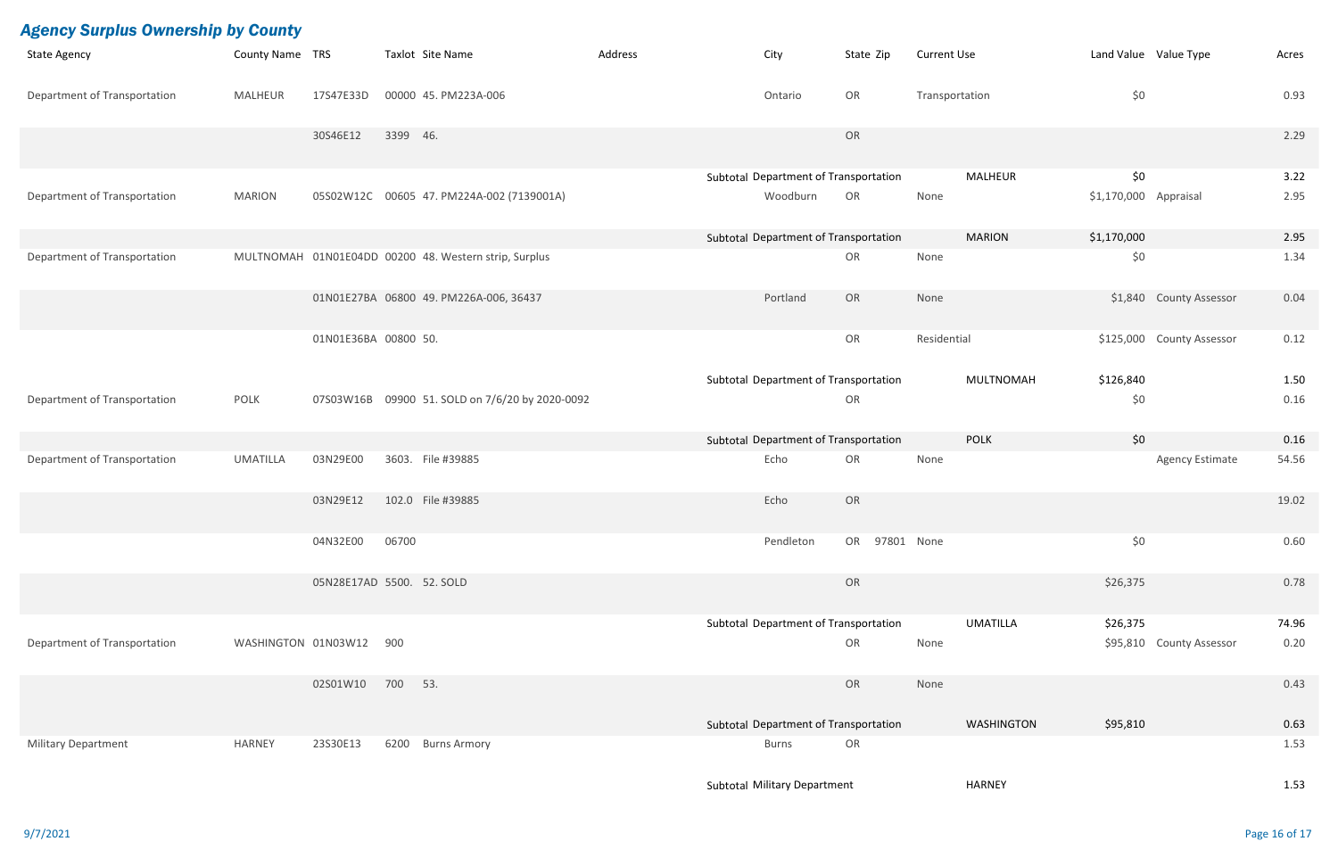## *Agency Surplus Ownership by County*

| State Agency | County Name | TRS | Taxlot | Site Name | Address | City | State | Zip | Current Use | Land Value | Value Type | Acres |
|---|---|---|---|---|---|---|---|---|---|---|---|---|
| Department of Transportation | MALHEUR | 17S47E33D | 00000 | 45. PM223A-006 | | Ontario | OR | | Transportation | $0 | | 0.93 |
| | | 30S46E12 | 3399 | 46. | | | OR | | | | | 2.29 |
| | | | | | Subtotal | Department of Transportation | | | MALHEUR | $0 | | 3.22 |
| Department of Transportation | MARION | 05S02W12C | 00605 | 47. PM224A-002 (7139001A) | | Woodburn | OR | | None | $1,170,000 | Appraisal | 2.95 |
| | | | | | Subtotal | Department of Transportation | | | MARION | $1,170,000 | | 2.95 |
| Department of Transportation | MULTNOMAH | 01N01E04DD | 00200 | 48. Western strip, Surplus | | | OR | | None | $0 | | 1.34 |
| | | 01N01E27BA | 06800 | 49. PM226A-006, 36437 | | Portland | OR | | None | $1,840 | County Assessor | 0.04 |
| | | 01N01E36BA | 00800 | 50. | | | OR | | Residential | $125,000 | County Assessor | 0.12 |
| | | | | | Subtotal | Department of Transportation | | | MULTNOMAH | $126,840 | | 1.50 |
| Department of Transportation | POLK | 07S03W16B | 09900 | 51. SOLD on 7/6/20 by 2020-0092 | | | OR | | | $0 | | 0.16 |
| | | | | | Subtotal | Department of Transportation | | | POLK | $0 | | 0.16 |
| Department of Transportation | UMATILLA | 03N29E00 | 3603. | File #39885 | | Echo | OR | | None | | Agency Estimate | 54.56 |
| | | 03N29E12 | 102.0 | File #39885 | | Echo | OR | | | | | 19.02 |
| | | 04N32E00 | 06700 | | | Pendleton | OR | 97801 | None | $0 | | 0.60 |
| | | 05N28E17AD | 5500. | 52. SOLD | | | OR | | | $26,375 | | 0.78 |
| | | | | | Subtotal | Department of Transportation | | | UMATILLA | $26,375 | | 74.96 |
| Department of Transportation | WASHINGTON | 01N03W12 | 900 | | | | OR | | None | $95,810 | County Assessor | 0.20 |
| | | 02S01W10 | 700 | 53. | | | OR | | None | | | 0.43 |
| | | | | | Subtotal | Department of Transportation | | | WASHINGTON | $95,810 | | 0.63 |
| Military Department | HARNEY | 23S30E13 | 6200 | Burns Armory | | Burns | OR | | | | | 1.53 |
| | | | | | Subtotal | Military Department | | | HARNEY | | | 1.53 |

9/7/2021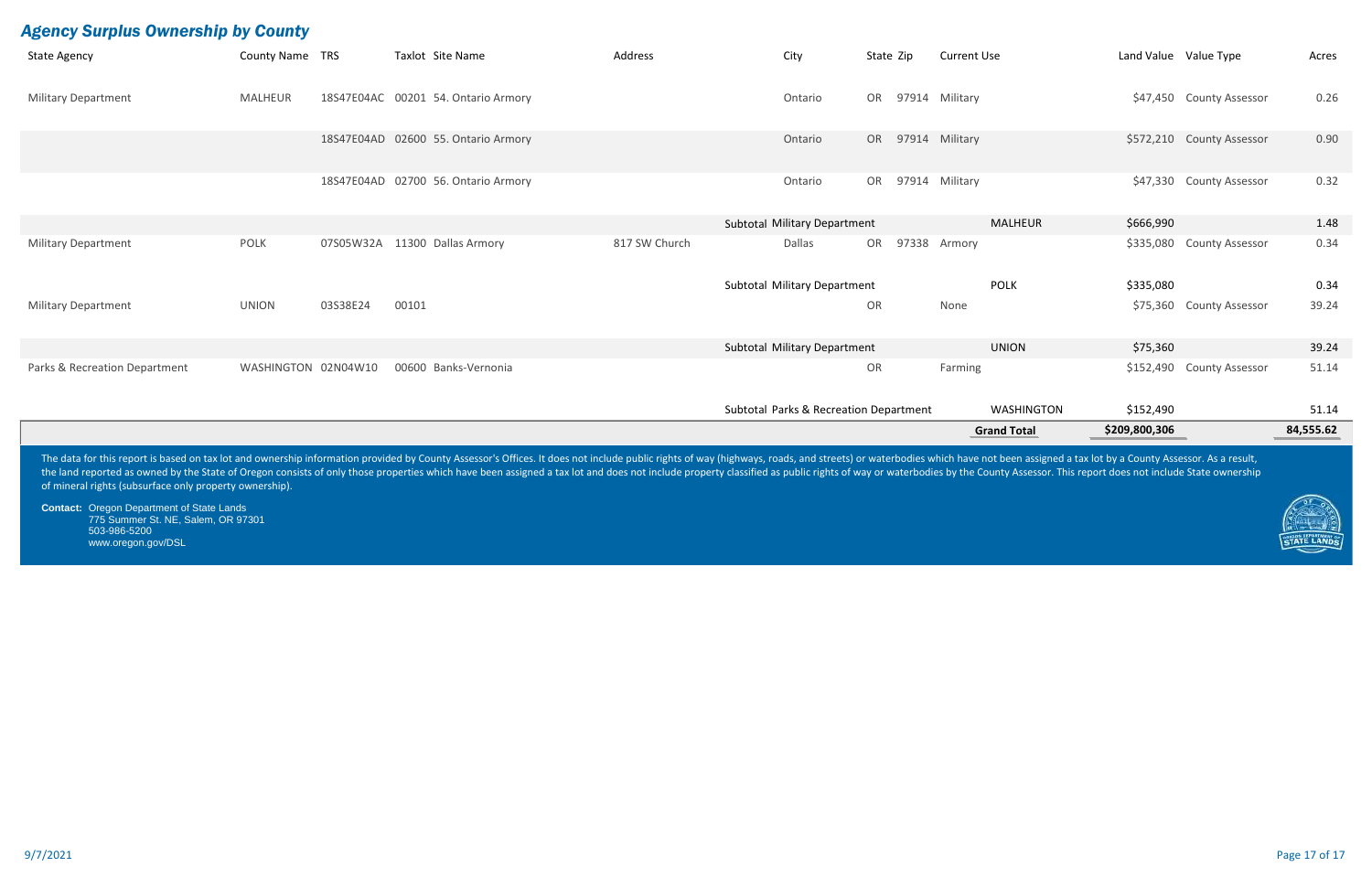## *Agency Surplus Ownership by County*

| State Agency | County Name | TRS | Taxlot | Site Name | Address | City | State | Zip | Current Use | Land Value | Value Type | Acres |
|---|---|---|---|---|---|---|---|---|---|---|---|---|
| Military Department | MALHEUR | 18S47E04AC | 00201 | 54. Ontario Armory | | Ontario | OR | 97914 | Military | $47,450 | County Assessor | 0.26 |
| | | 18S47E04AD | 02600 | 55. Ontario Armory | | Ontario | OR | 97914 | Military | $572,210 | County Assessor | 0.90 |
| | | 18S47E04AD | 02700 | 56. Ontario Armory | | Ontario | OR | 97914 | Military | $47,330 | County Assessor | 0.32 |
| | | | | | | Subtotal Military Department | | | MALHEUR | $666,990 | | 1.48 |
| Military Department | POLK | 07S05W32A | 11300 | Dallas Armory | 817 SW Church | Dallas | OR | 97338 | Armory | $335,080 | County Assessor | 0.34 |
| | | | | | | Subtotal Military Department | | | POLK | $335,080 | | 0.34 |
| Military Department | UNION | 03S38E24 | 00101 | | | | OR | | None | $75,360 | County Assessor | 39.24 |
| | | | | | | Subtotal Military Department | | | UNION | $75,360 | | 39.24 |
| Parks & Recreation Department | WASHINGTON | 02N04W10 | 00600 | Banks-Vernonia | | | OR | | Farming | $152,490 | County Assessor | 51.14 |
| | | | | | | Subtotal Parks & Recreation Department | | | WASHINGTON | $152,490 | | 51.14 |
| | | | | | | | | | **Grand Total** | **$209,800,306** | | **84,555.62** |

The data for this report is based on tax lot and ownership information provided by County Assessor's Offices. It does not include public rights of way (highways, roads, and streets) or waterbodies which have not been assigned a tax lot by a County Assessor. As a result, the land reported as owned by the State of Oregon consists of only those properties which have been assigned a tax lot and does not include property classified as public rights of way or waterbodies by the County Assessor. This report does not include State ownership of mineral rights (subsurface only property ownership).

**Contact:** Oregon Department of State Lands
775 Summer St. NE, Salem, OR 97301
503-986-5200
www.oregon.gov/DSL

9/7/2021